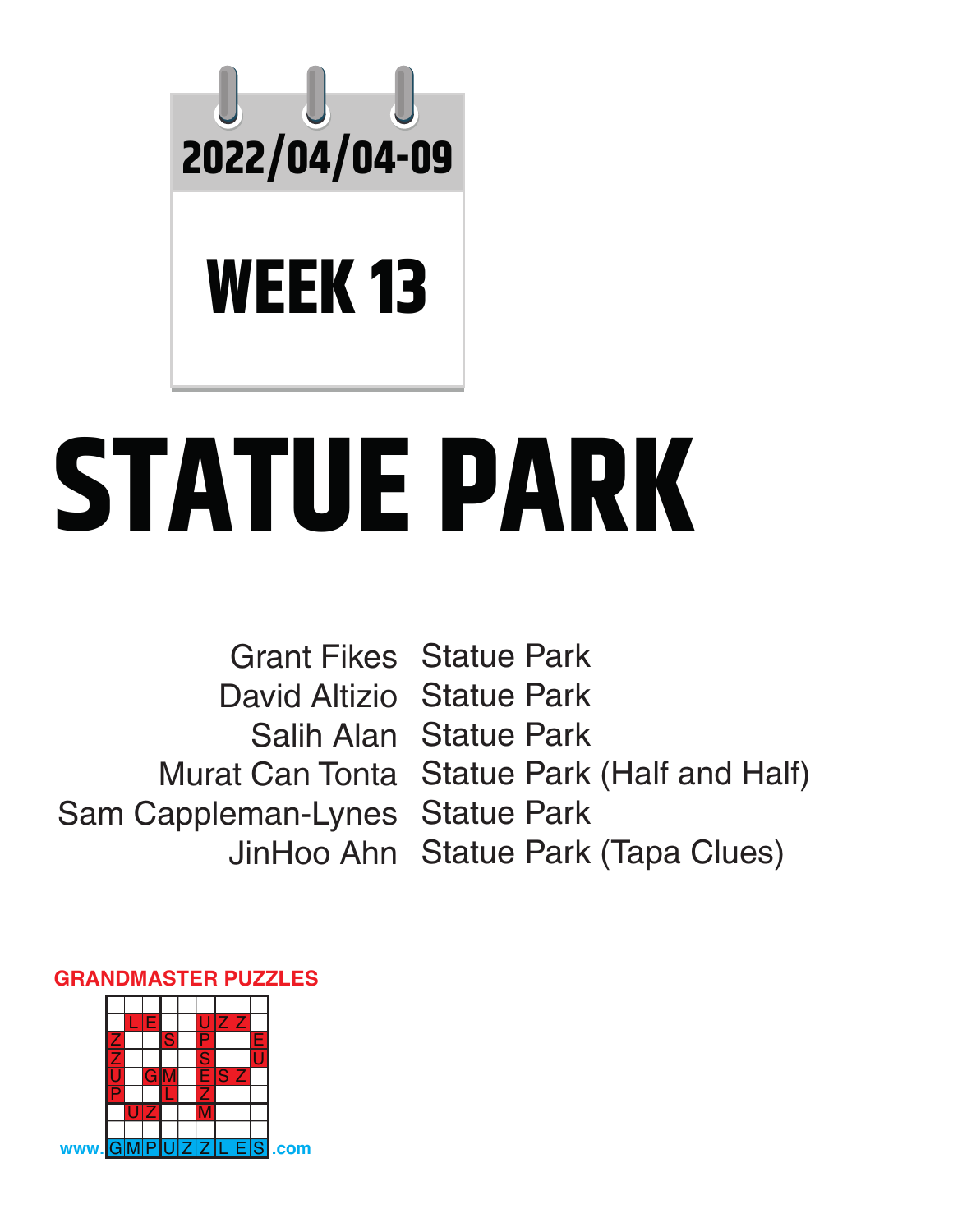2022/04/04-09

WEEK 13

# STATUE PARK

| | |
|---|---|
| Grant Fikes | Statue Park |
| David Altizio | Statue Park |
| Salih Alan | Statue Park |
| Murat Can Tonta | Statue Park (Half and Half) |
| Sam Cappleman-Lynes | Statue Park |
| JinHoo Ahn | Statue Park (Tapa Clues) |

GRANDMASTER PUZZLES

www.GMPUZZLES.com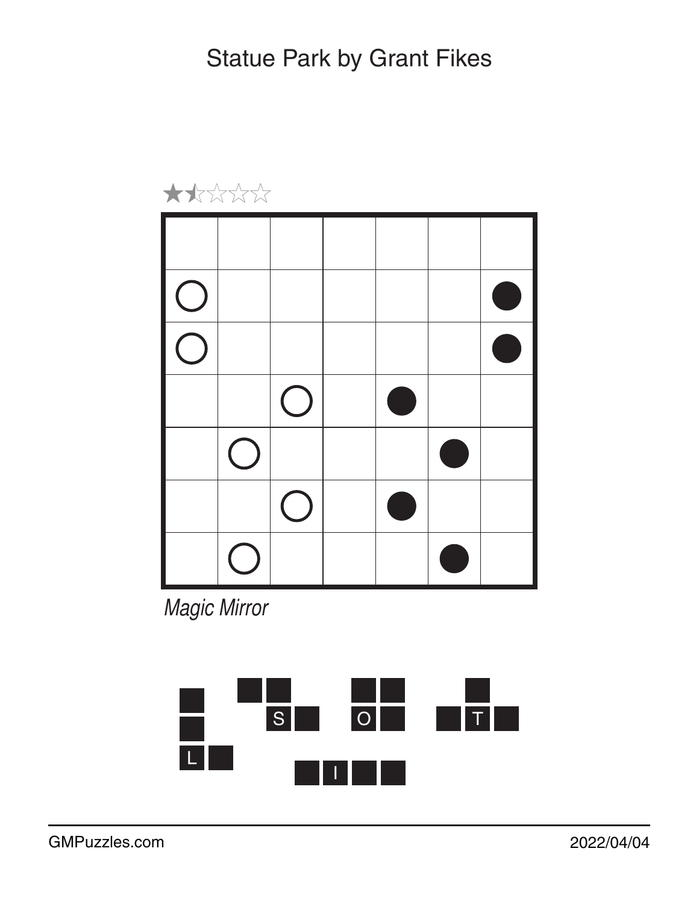# Statue Park by Grant Fikes

★½☆☆☆

*Magic Mirror*

S

O

T

L

I

GMPuzzles.com

2022/04/04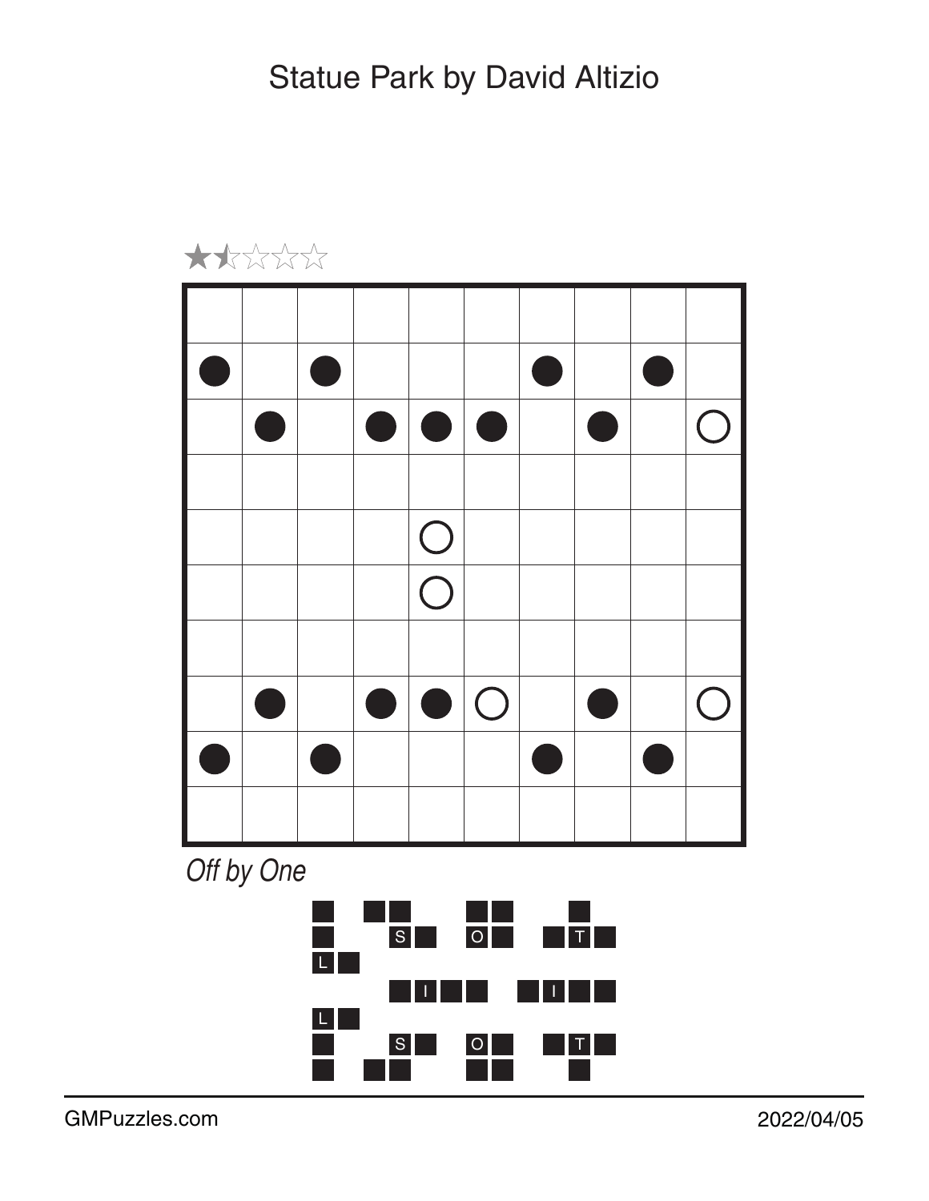# Statue Park by David Altizio

*Off by One*

L S O T I I L S O T

GMPuzzles.com 2022/04/05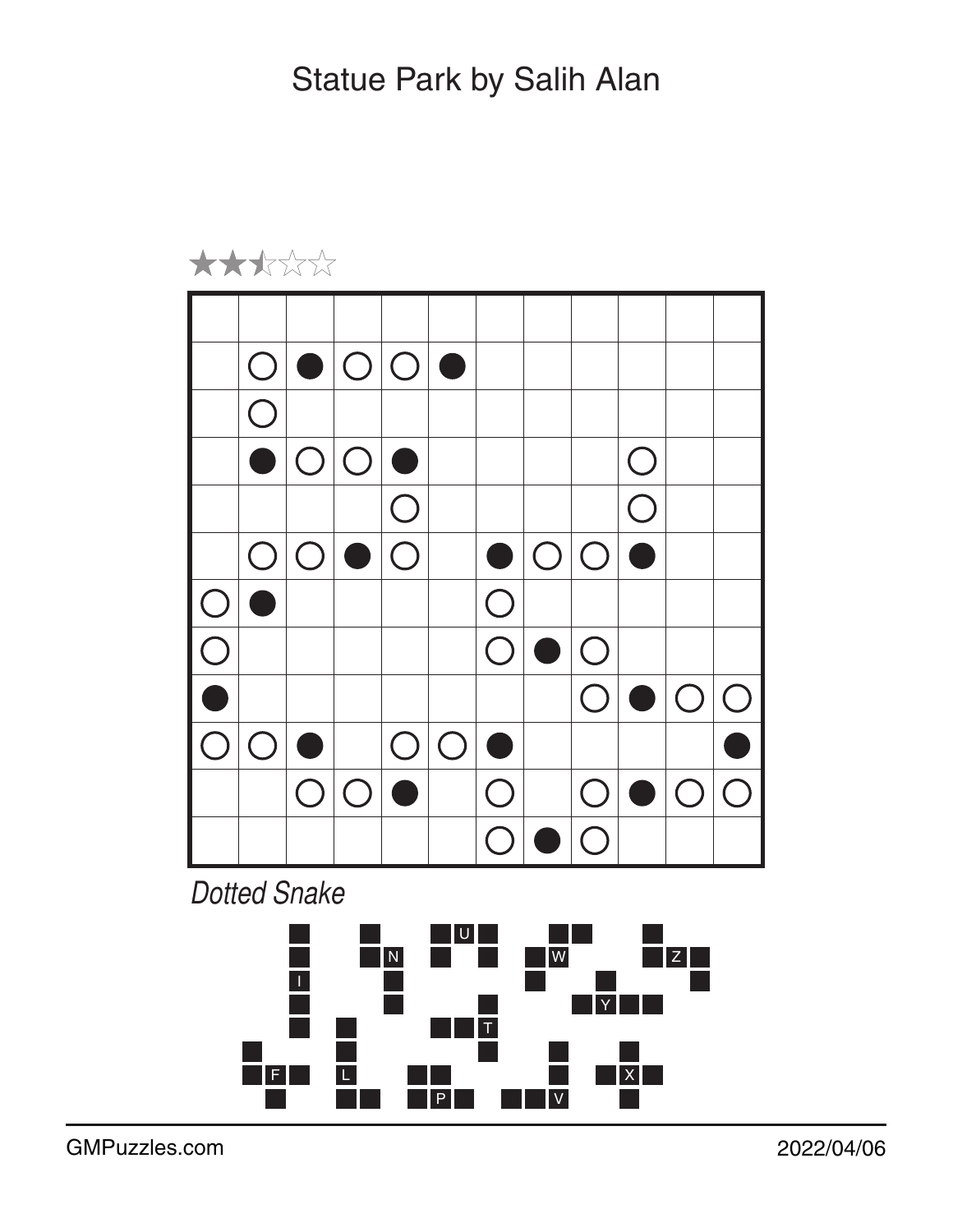# Statue Park by Salih Alan

★★½☆☆

*Dotted Snake*

U N W Z I Y T F L X P V

2022/04/06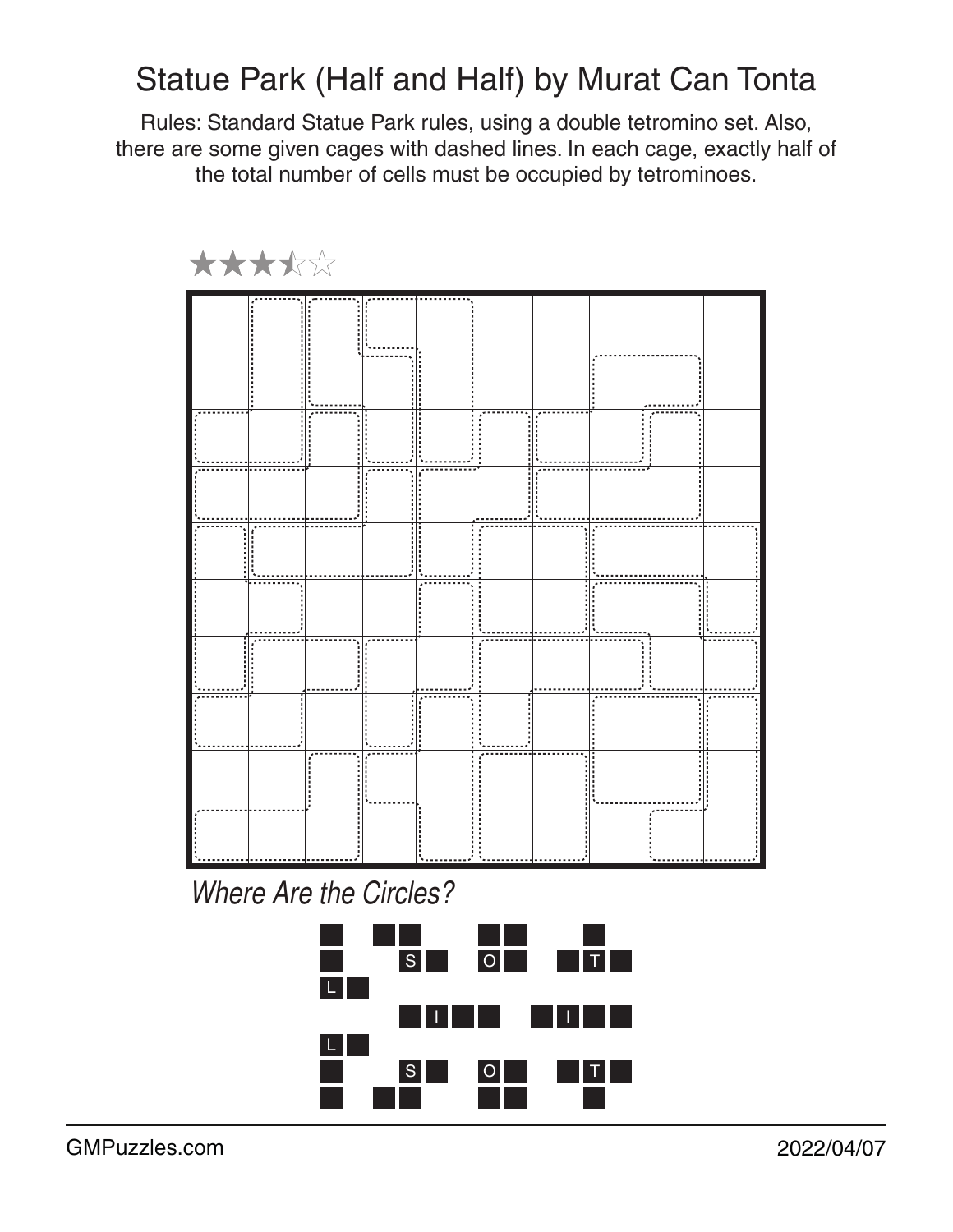# Statue Park (Half and Half) by Murat Can Tonta

Rules: Standard Statue Park rules, using a double tetromino set. Also, there are some given cages with dashed lines. In each cage, exactly half of the total number of cells must be occupied by tetrominoes.

★★★☆☆

*Where Are the Circles?*

S O T

L

I I

L

S O T

2022/04/07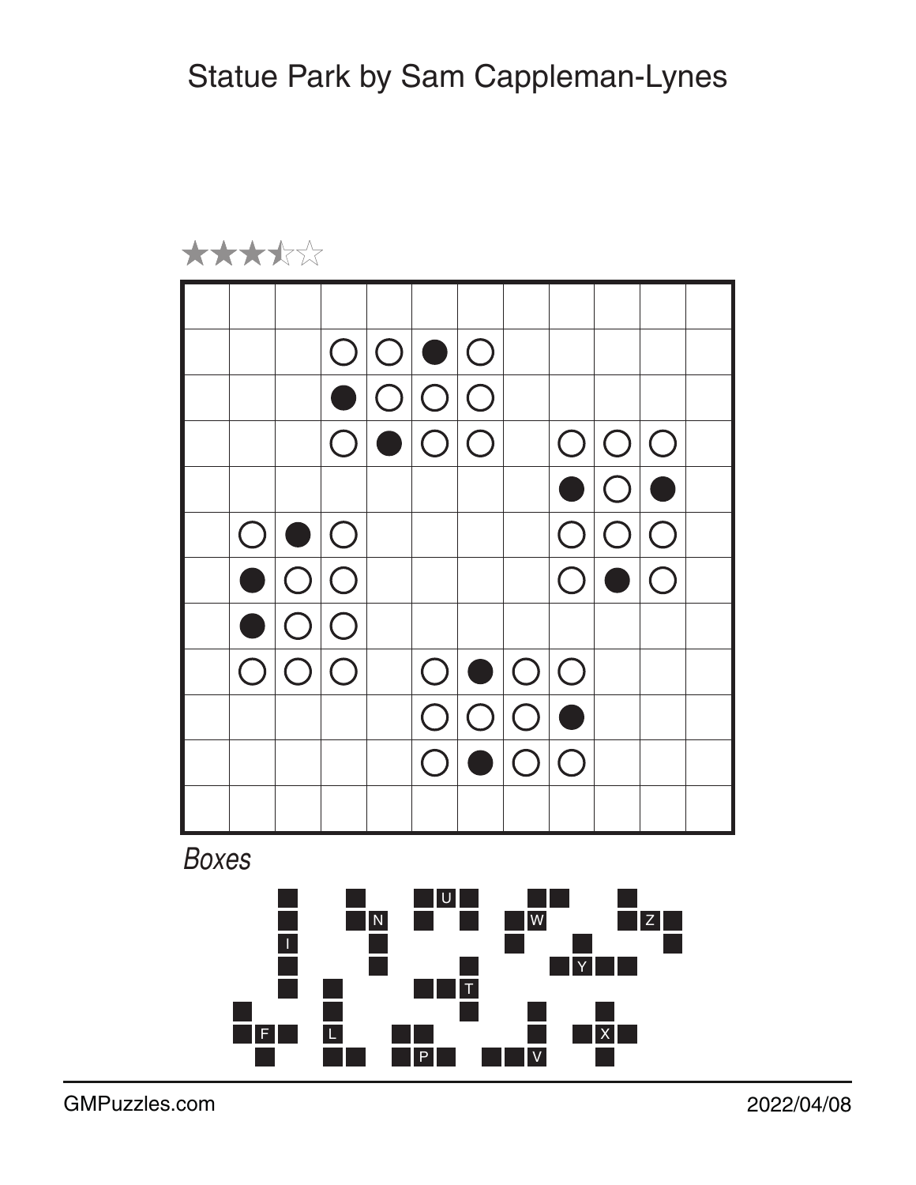# Statue Park by Sam Cappleman-Lynes

★★★½☆

| | | | | | | | | | | | |
|---|---|---|---|---|---|---|---|---|---|---|---|
| | | | | | | | | | | | |
| | | | ○ | ○ | ● | ○ | | | | | |
| | | | ● | ○ | ○ | ○ | | | | | |
| | | | ○ | ● | ○ | ○ | | ○ | ○ | ○ | |
| | | | | | | | | ● | ○ | ● | |
| | ○ | ● | ○ | | | | | ○ | ○ | ○ | |
| | ● | ○ | ○ | | | | | ○ | ● | ○ | |
| | ● | ○ | ○ | | | | | | | | |
| | ○ | ○ | ○ | | ○ | ● | ○ | ○ | | | |
| | | | | | ○ | ○ | ○ | ● | | | |
| | | | | | ○ | ● | ○ | ○ | | | |
| | | | | | | | | | | | |

*Boxes*

I N U W Z Y T F L P V X

GMPuzzles.com

2022/04/08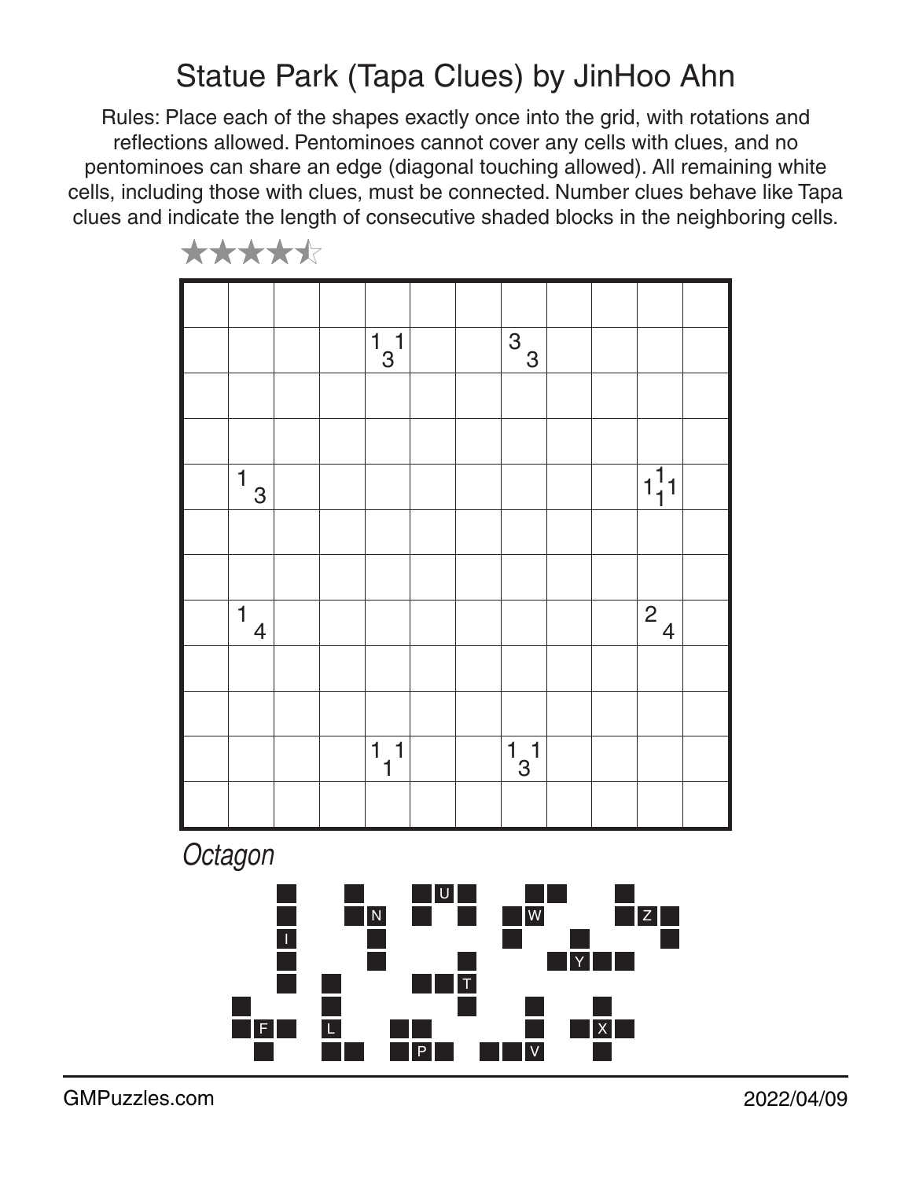# Statue Park (Tapa Clues) by JinHoo Ahn

Rules: Place each of the shapes exactly once into the grid, with rotations and reflections allowed. Pentominoes cannot cover any cells with clues, and no pentominoes can share an edge (diagonal touching allowed). All remaining white cells, including those with clues, must be connected. Number clues behave like Tapa clues and indicate the length of consecutive shaded blocks in the neighboring cells.

★★★★½

| | | | | | | | | | | | |
|---|---|---|---|---|---|---|---|---|---|---|---|
| | | | | | | | | | | | |
| | | | | 1 1 3 | | | 3 3 | | | | |
| | | | | | | | | | | | |
| | | | | | | | | | | | |
| | 1 3 | | | | | | | | | 1 1 1 1 | |
| | | | | | | | | | | | |
| | | | | | | | | | | | |
| | 1 4 | | | | | | | | | 2 4 | |
| | | | | | | | | | | | |
| | | | | | | | | | | | |
| | | | | 1 1 1 | | | 1 1 3 | | | | |
| | | | | | | | | | | | |

*Octagon*

I N U W Z Y T F L P V X

GMPuzzles.com

2022/04/09